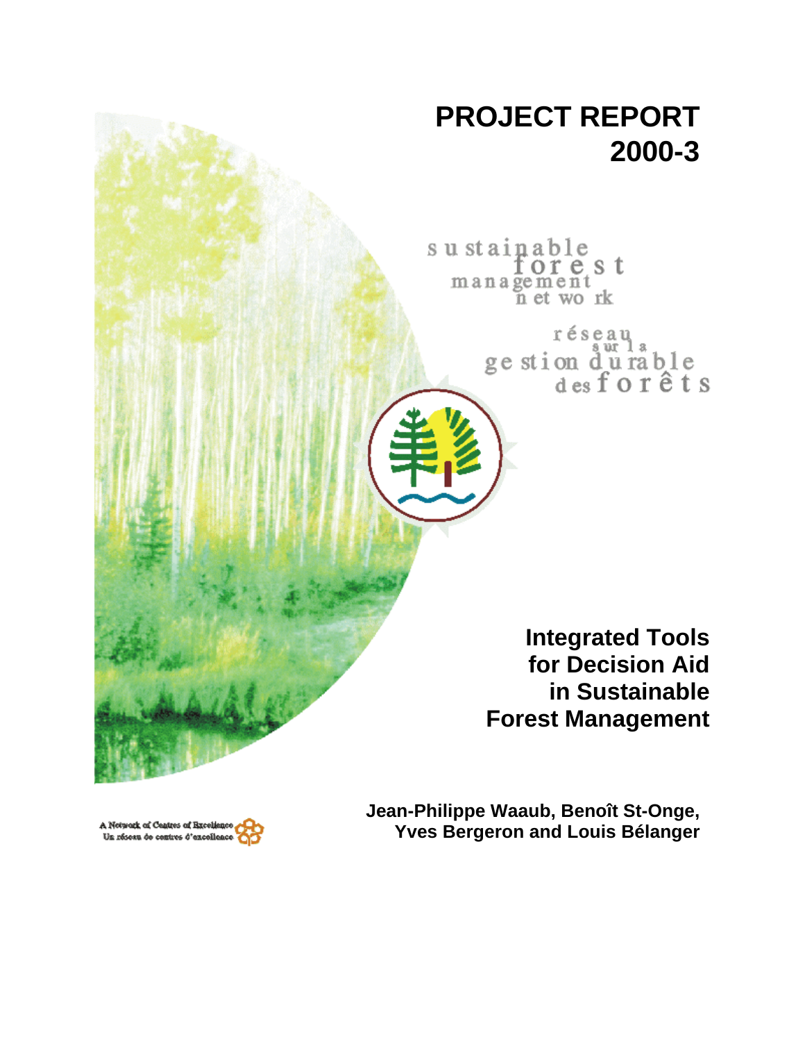# PROJECT REPORT 2000-3

sustainable forest management network

réseau sur la gestion durable des forêts

## Integrated Tools for Decision Aid in Sustainable Forest Management

**Jean-Philippe Waaub, Benoît St-Onge, Yves Bergeron and Louis Bélanger**

A Network of Centres of Excellence
Un réseau de centres d'excellence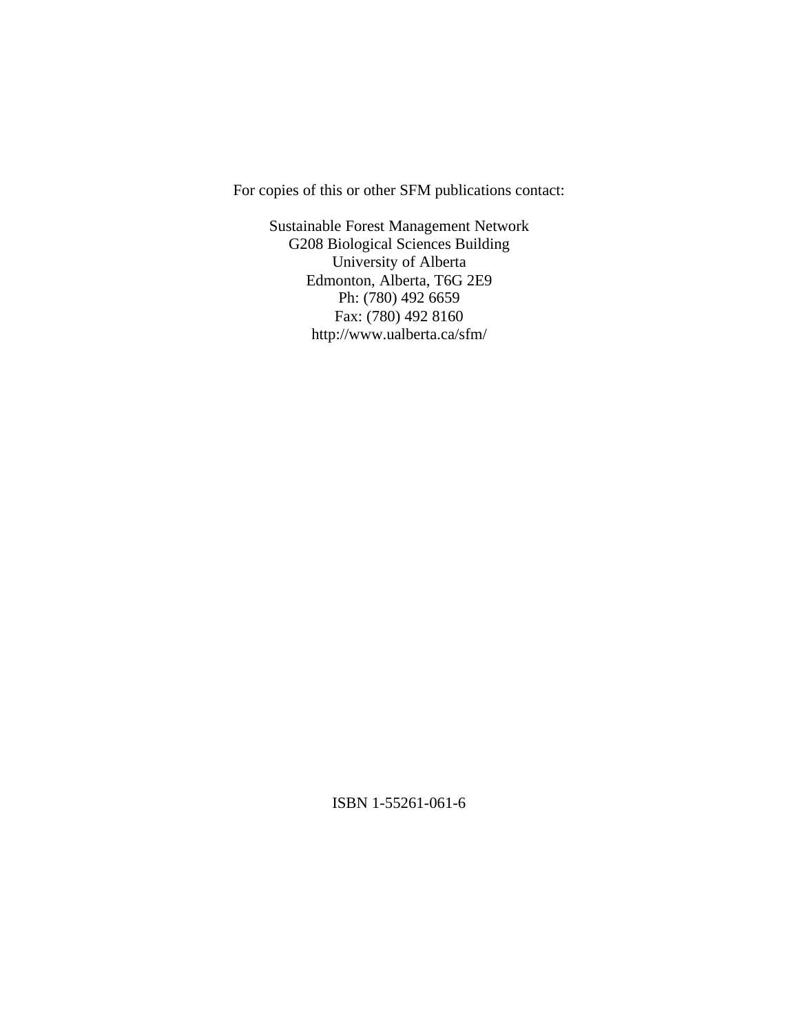For copies of this or other SFM publications contact:

Sustainable Forest Management Network
G208 Biological Sciences Building
University of Alberta
Edmonton, Alberta, T6G 2E9
Ph: (780) 492 6659
Fax: (780) 492 8160
http://www.ualberta.ca/sfm/

ISBN 1-55261-061-6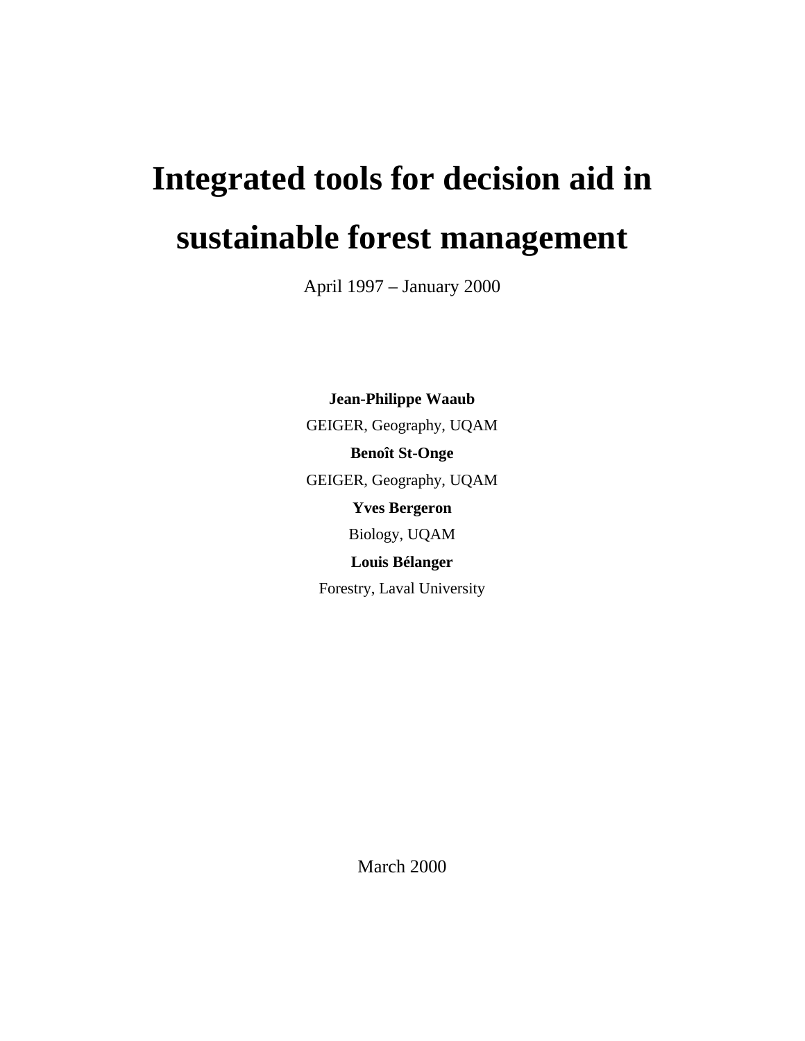# Integrated tools for decision aid in sustainable forest management

April 1997 – January 2000

**Jean-Philippe Waaub**

GEIGER, Geography, UQAM

**Benoît St-Onge**

GEIGER, Geography, UQAM

**Yves Bergeron**

Biology, UQAM

**Louis Bélanger**

Forestry, Laval University

March 2000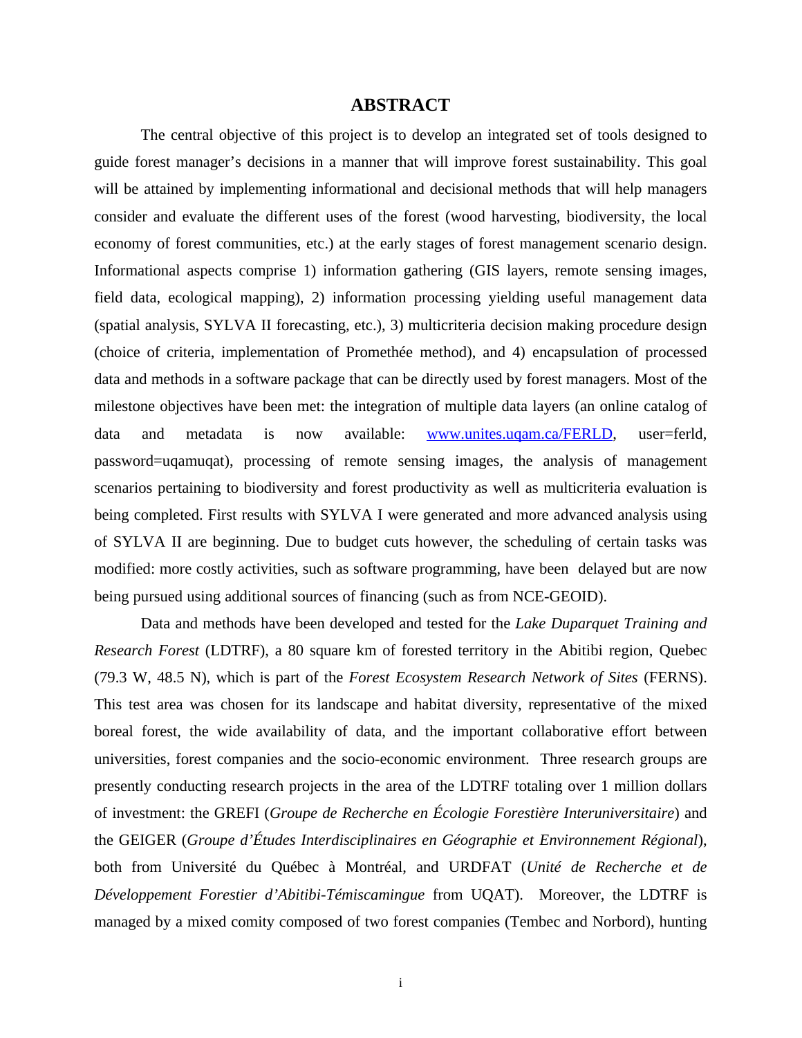# ABSTRACT

The central objective of this project is to develop an integrated set of tools designed to guide forest manager's decisions in a manner that will improve forest sustainability. This goal will be attained by implementing informational and decisional methods that will help managers consider and evaluate the different uses of the forest (wood harvesting, biodiversity, the local economy of forest communities, etc.) at the early stages of forest management scenario design. Informational aspects comprise 1) information gathering (GIS layers, remote sensing images, field data, ecological mapping), 2) information processing yielding useful management data (spatial analysis, SYLVA II forecasting, etc.), 3) multicriteria decision making procedure design (choice of criteria, implementation of Promethée method), and 4) encapsulation of processed data and methods in a software package that can be directly used by forest managers. Most of the milestone objectives have been met: the integration of multiple data layers (an online catalog of data and metadata is now available: www.unites.uqam.ca/FERLD, user=ferld, password=uqamuqat), processing of remote sensing images, the analysis of management scenarios pertaining to biodiversity and forest productivity as well as multicriteria evaluation is being completed. First results with SYLVA I were generated and more advanced analysis using of SYLVA II are beginning. Due to budget cuts however, the scheduling of certain tasks was modified: more costly activities, such as software programming, have been delayed but are now being pursued using additional sources of financing (such as from NCE-GEOID).

Data and methods have been developed and tested for the *Lake Duparquet Training and Research Forest* (LDTRF), a 80 square km of forested territory in the Abitibi region, Quebec (79.3 W, 48.5 N), which is part of the *Forest Ecosystem Research Network of Sites* (FERNS). This test area was chosen for its landscape and habitat diversity, representative of the mixed boreal forest, the wide availability of data, and the important collaborative effort between universities, forest companies and the socio-economic environment. Three research groups are presently conducting research projects in the area of the LDTRF totaling over 1 million dollars of investment: the GREFI (*Groupe de Recherche en Écologie Forestière Interuniversitaire*) and the GEIGER (*Groupe d'Études Interdisciplinaires en Géographie et Environnement Régional*), both from Université du Québec à Montréal, and URDFAT (*Unité de Recherche et de Développement Forestier d'Abitibi-Témiscamingue* from UQAT). Moreover, the LDTRF is managed by a mixed comity composed of two forest companies (Tembec and Norbord), hunting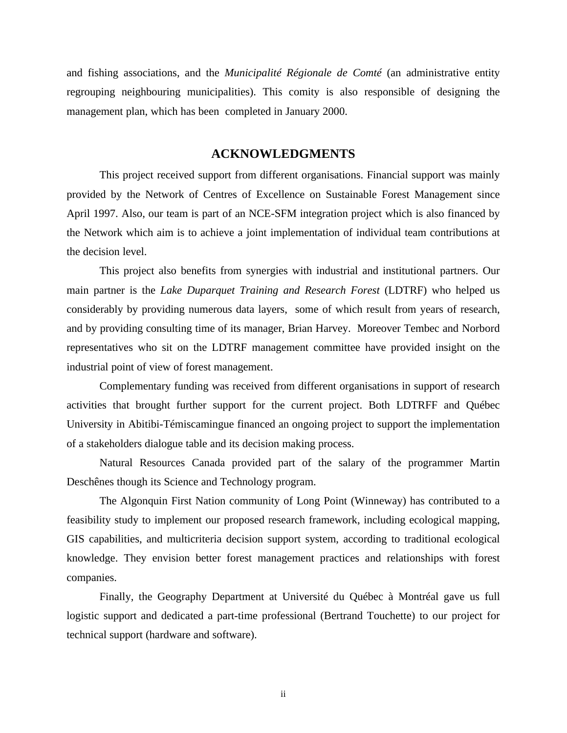and fishing associations, and the *Municipalité Régionale de Comté* (an administrative entity regrouping neighbouring municipalities). This comity is also responsible of designing the management plan, which has been completed in January 2000.

## ACKNOWLEDGMENTS

This project received support from different organisations. Financial support was mainly provided by the Network of Centres of Excellence on Sustainable Forest Management since April 1997. Also, our team is part of an NCE-SFM integration project which is also financed by the Network which aim is to achieve a joint implementation of individual team contributions at the decision level.

This project also benefits from synergies with industrial and institutional partners. Our main partner is the *Lake Duparquet Training and Research Forest* (LDTRF) who helped us considerably by providing numerous data layers, some of which result from years of research, and by providing consulting time of its manager, Brian Harvey. Moreover Tembec and Norbord representatives who sit on the LDTRF management committee have provided insight on the industrial point of view of forest management.

Complementary funding was received from different organisations in support of research activities that brought further support for the current project. Both LDTRFF and Québec University in Abitibi-Témiscamingue financed an ongoing project to support the implementation of a stakeholders dialogue table and its decision making process.

Natural Resources Canada provided part of the salary of the programmer Martin Deschênes though its Science and Technology program.

The Algonquin First Nation community of Long Point (Winneway) has contributed to a feasibility study to implement our proposed research framework, including ecological mapping, GIS capabilities, and multicriteria decision support system, according to traditional ecological knowledge. They envision better forest management practices and relationships with forest companies.

Finally, the Geography Department at Université du Québec à Montréal gave us full logistic support and dedicated a part-time professional (Bertrand Touchette) to our project for technical support (hardware and software).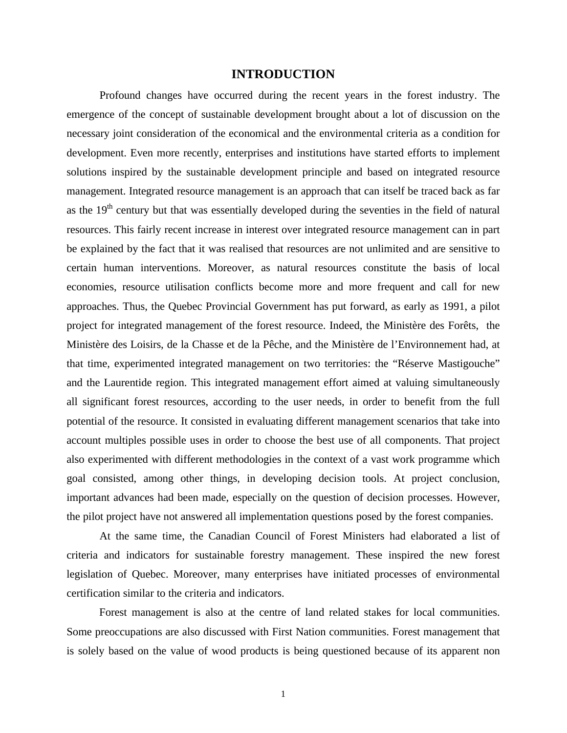# INTRODUCTION

Profound changes have occurred during the recent years in the forest industry. The emergence of the concept of sustainable development brought about a lot of discussion on the necessary joint consideration of the economical and the environmental criteria as a condition for development. Even more recently, enterprises and institutions have started efforts to implement solutions inspired by the sustainable development principle and based on integrated resource management. Integrated resource management is an approach that can itself be traced back as far as the 19th century but that was essentially developed during the seventies in the field of natural resources. This fairly recent increase in interest over integrated resource management can in part be explained by the fact that it was realised that resources are not unlimited and are sensitive to certain human interventions. Moreover, as natural resources constitute the basis of local economies, resource utilisation conflicts become more and more frequent and call for new approaches. Thus, the Quebec Provincial Government has put forward, as early as 1991, a pilot project for integrated management of the forest resource. Indeed, the Ministère des Forêts, the Ministère des Loisirs, de la Chasse et de la Pêche, and the Ministère de l'Environnement had, at that time, experimented integrated management on two territories: the "Réserve Mastigouche" and the Laurentide region. This integrated management effort aimed at valuing simultaneously all significant forest resources, according to the user needs, in order to benefit from the full potential of the resource. It consisted in evaluating different management scenarios that take into account multiples possible uses in order to choose the best use of all components. That project also experimented with different methodologies in the context of a vast work programme which goal consisted, among other things, in developing decision tools. At project conclusion, important advances had been made, especially on the question of decision processes. However, the pilot project have not answered all implementation questions posed by the forest companies.

At the same time, the Canadian Council of Forest Ministers had elaborated a list of criteria and indicators for sustainable forestry management. These inspired the new forest legislation of Quebec. Moreover, many enterprises have initiated processes of environmental certification similar to the criteria and indicators.

Forest management is also at the centre of land related stakes for local communities. Some preoccupations are also discussed with First Nation communities. Forest management that is solely based on the value of wood products is being questioned because of its apparent non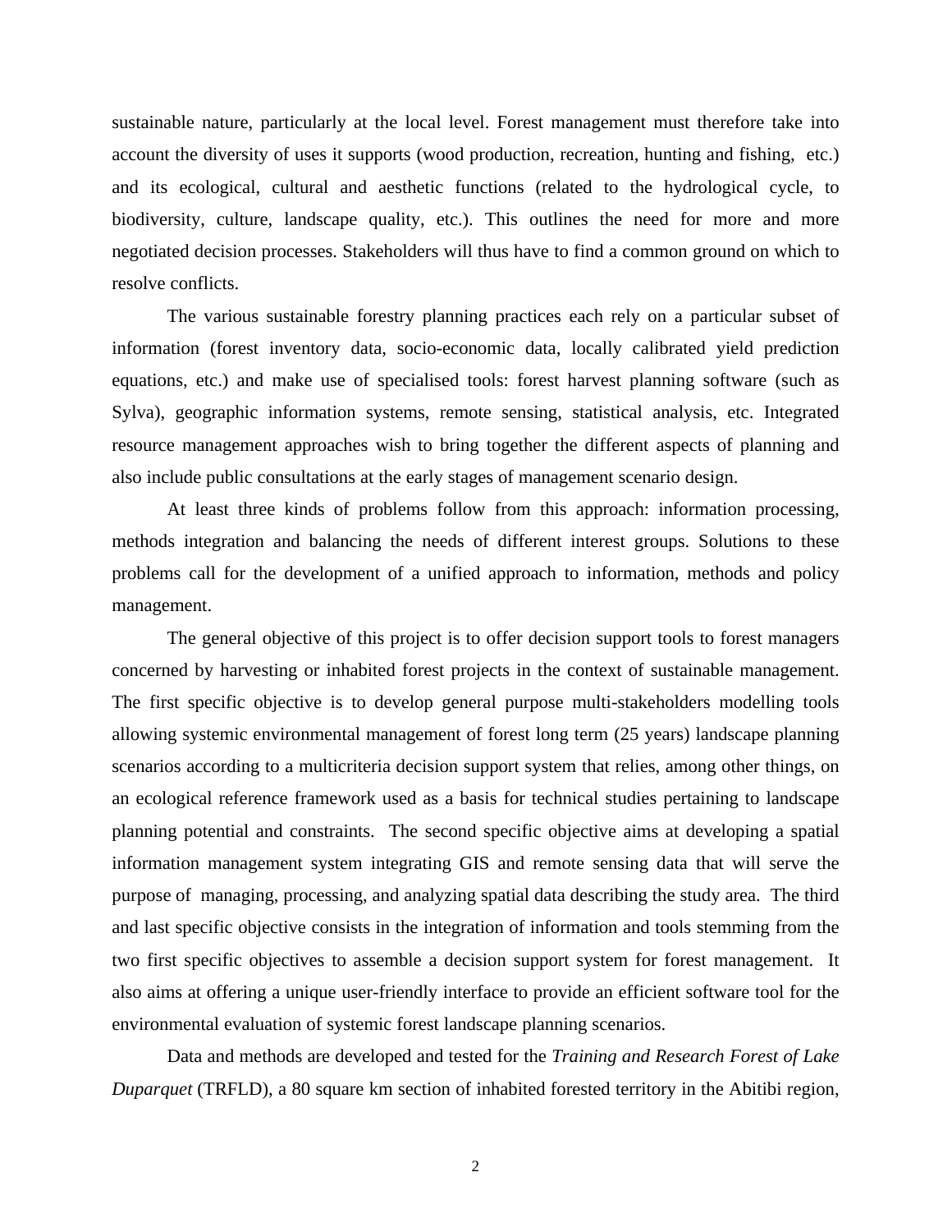sustainable nature, particularly at the local level. Forest management must therefore take into account the diversity of uses it supports (wood production, recreation, hunting and fishing, etc.) and its ecological, cultural and aesthetic functions (related to the hydrological cycle, to biodiversity, culture, landscape quality, etc.). This outlines the need for more and more negotiated decision processes. Stakeholders will thus have to find a common ground on which to resolve conflicts.

The various sustainable forestry planning practices each rely on a particular subset of information (forest inventory data, socio-economic data, locally calibrated yield prediction equations, etc.) and make use of specialised tools: forest harvest planning software (such as Sylva), geographic information systems, remote sensing, statistical analysis, etc. Integrated resource management approaches wish to bring together the different aspects of planning and also include public consultations at the early stages of management scenario design.

At least three kinds of problems follow from this approach: information processing, methods integration and balancing the needs of different interest groups. Solutions to these problems call for the development of a unified approach to information, methods and policy management.

The general objective of this project is to offer decision support tools to forest managers concerned by harvesting or inhabited forest projects in the context of sustainable management. The first specific objective is to develop general purpose multi-stakeholders modelling tools allowing systemic environmental management of forest long term (25 years) landscape planning scenarios according to a multicriteria decision support system that relies, among other things, on an ecological reference framework used as a basis for technical studies pertaining to landscape planning potential and constraints. The second specific objective aims at developing a spatial information management system integrating GIS and remote sensing data that will serve the purpose of managing, processing, and analyzing spatial data describing the study area. The third and last specific objective consists in the integration of information and tools stemming from the two first specific objectives to assemble a decision support system for forest management. It also aims at offering a unique user-friendly interface to provide an efficient software tool for the environmental evaluation of systemic forest landscape planning scenarios.

Data and methods are developed and tested for the *Training and Research Forest of Lake Duparquet* (TRFLD), a 80 square km section of inhabited forested territory in the Abitibi region,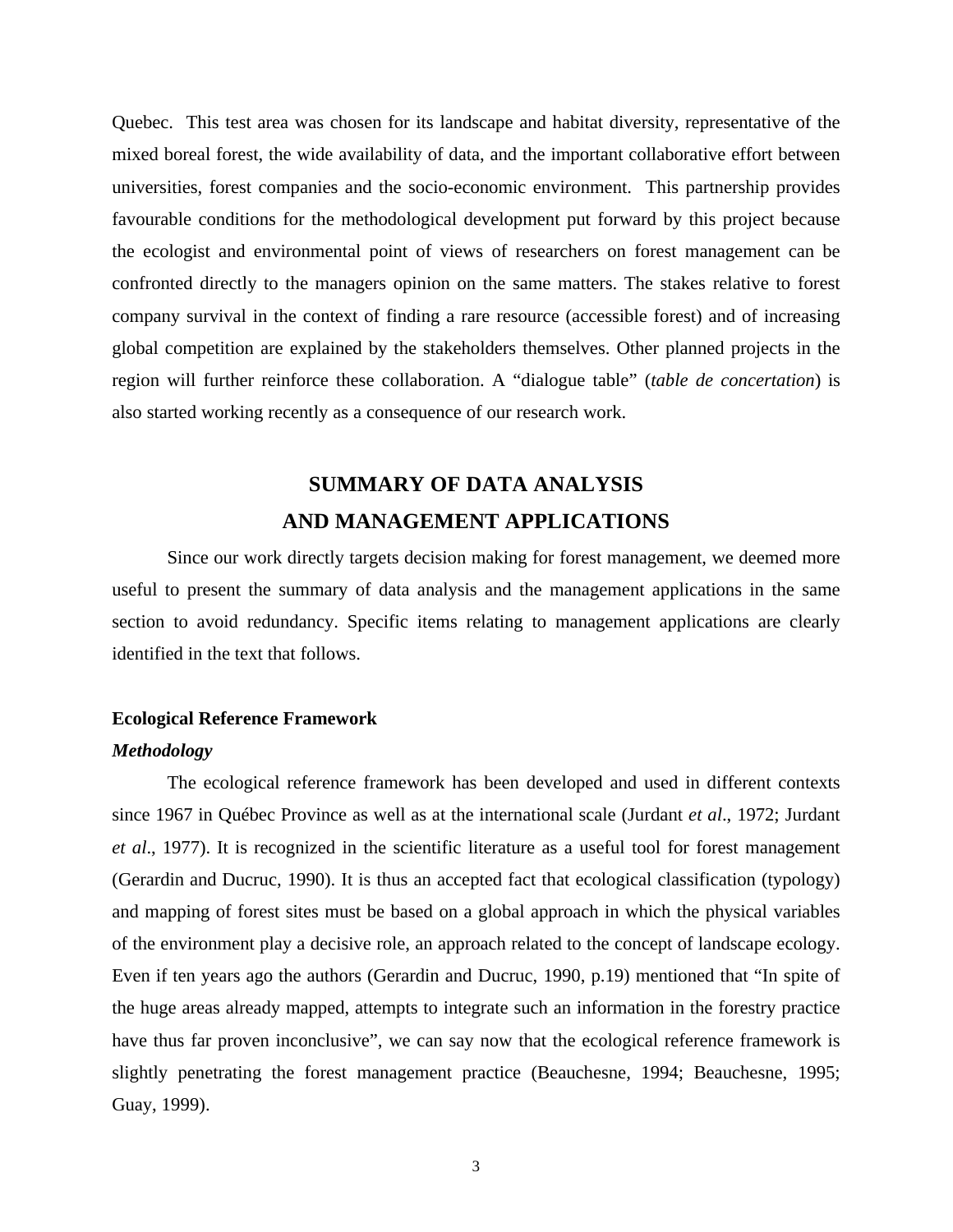Quebec. This test area was chosen for its landscape and habitat diversity, representative of the mixed boreal forest, the wide availability of data, and the important collaborative effort between universities, forest companies and the socio-economic environment. This partnership provides favourable conditions for the methodological development put forward by this project because the ecologist and environmental point of views of researchers on forest management can be confronted directly to the managers opinion on the same matters. The stakes relative to forest company survival in the context of finding a rare resource (accessible forest) and of increasing global competition are explained by the stakeholders themselves. Other planned projects in the region will further reinforce these collaboration. A "dialogue table" (*table de concertation*) is also started working recently as a consequence of our research work.

## SUMMARY OF DATA ANALYSIS AND MANAGEMENT APPLICATIONS

Since our work directly targets decision making for forest management, we deemed more useful to present the summary of data analysis and the management applications in the same section to avoid redundancy. Specific items relating to management applications are clearly identified in the text that follows.

### Ecological Reference Framework

#### *Methodology*

The ecological reference framework has been developed and used in different contexts since 1967 in Québec Province as well as at the international scale (Jurdant *et al*., 1972; Jurdant *et al*., 1977). It is recognized in the scientific literature as a useful tool for forest management (Gerardin and Ducruc, 1990). It is thus an accepted fact that ecological classification (typology) and mapping of forest sites must be based on a global approach in which the physical variables of the environment play a decisive role, an approach related to the concept of landscape ecology. Even if ten years ago the authors (Gerardin and Ducruc, 1990, p.19) mentioned that "In spite of the huge areas already mapped, attempts to integrate such an information in the forestry practice have thus far proven inconclusive", we can say now that the ecological reference framework is slightly penetrating the forest management practice (Beauchesne, 1994; Beauchesne, 1995; Guay, 1999).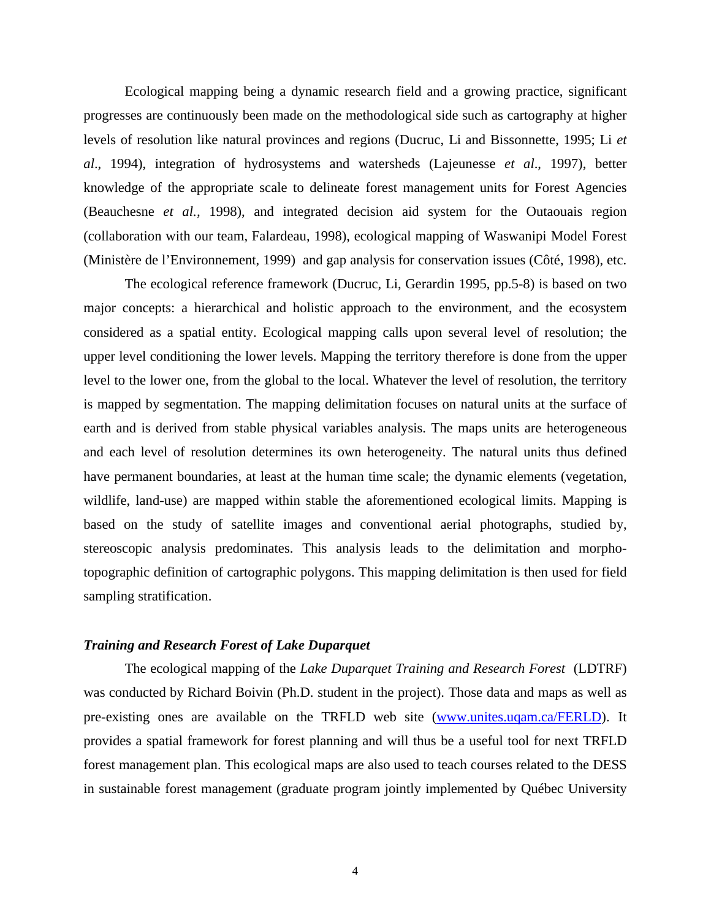Ecological mapping being a dynamic research field and a growing practice, significant progresses are continuously been made on the methodological side such as cartography at higher levels of resolution like natural provinces and regions (Ducruc, Li and Bissonnette, 1995; Li *et al*., 1994), integration of hydrosystems and watersheds (Lajeunesse *et al*., 1997), better knowledge of the appropriate scale to delineate forest management units for Forest Agencies (Beauchesne *et al.,* 1998), and integrated decision aid system for the Outaouais region (collaboration with our team, Falardeau, 1998), ecological mapping of Waswanipi Model Forest (Ministère de l'Environnement, 1999) and gap analysis for conservation issues (Côté, 1998), etc.

The ecological reference framework (Ducruc, Li, Gerardin 1995, pp.5-8) is based on two major concepts: a hierarchical and holistic approach to the environment, and the ecosystem considered as a spatial entity. Ecological mapping calls upon several level of resolution; the upper level conditioning the lower levels. Mapping the territory therefore is done from the upper level to the lower one, from the global to the local. Whatever the level of resolution, the territory is mapped by segmentation. The mapping delimitation focuses on natural units at the surface of earth and is derived from stable physical variables analysis. The maps units are heterogeneous and each level of resolution determines its own heterogeneity. The natural units thus defined have permanent boundaries, at least at the human time scale; the dynamic elements (vegetation, wildlife, land-use) are mapped within stable the aforementioned ecological limits. Mapping is based on the study of satellite images and conventional aerial photographs, studied by, stereoscopic analysis predominates. This analysis leads to the delimitation and morpho-topographic definition of cartographic polygons. This mapping delimitation is then used for field sampling stratification.

***Training and Research Forest of Lake Duparquet***

The ecological mapping of the *Lake Duparquet Training and Research Forest* (LDTRF) was conducted by Richard Boivin (Ph.D. student in the project). Those data and maps as well as pre-existing ones are available on the TRFLD web site (www.unites.uqam.ca/FERLD). It provides a spatial framework for forest planning and will thus be a useful tool for next TRFLD forest management plan. This ecological maps are also used to teach courses related to the DESS in sustainable forest management (graduate program jointly implemented by Québec University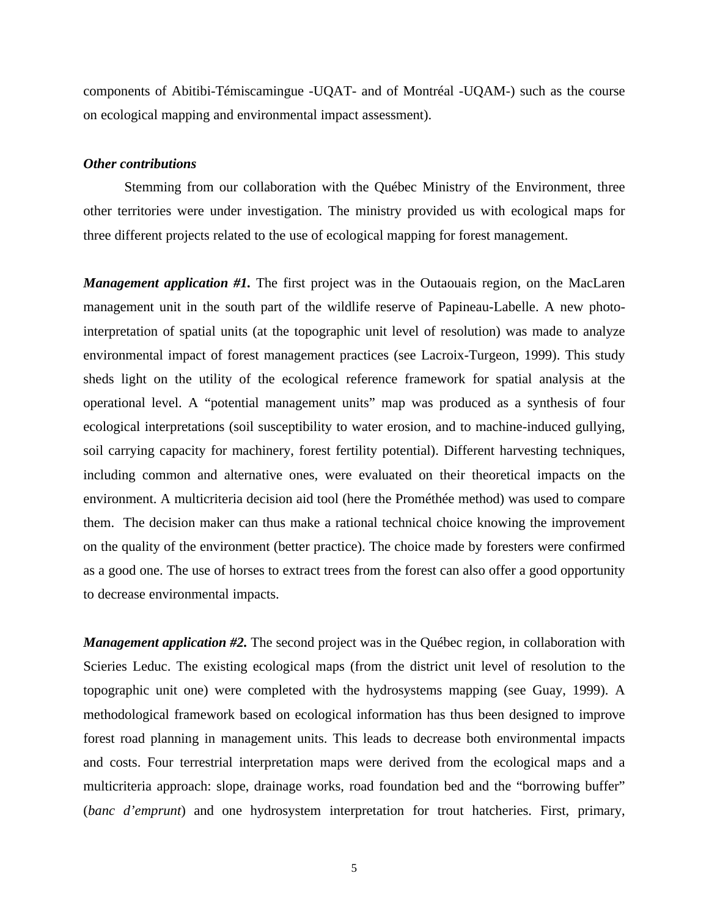components of Abitibi-Témiscamingue -UQAT- and of Montréal -UQAM-) such as the course on ecological mapping and environmental impact assessment).

***Other contributions***

Stemming from our collaboration with the Québec Ministry of the Environment, three other territories were under investigation. The ministry provided us with ecological maps for three different projects related to the use of ecological mapping for forest management.

***Management application #1.*** The first project was in the Outaouais region, on the MacLaren management unit in the south part of the wildlife reserve of Papineau-Labelle. A new photo-interpretation of spatial units (at the topographic unit level of resolution) was made to analyze environmental impact of forest management practices (see Lacroix-Turgeon, 1999). This study sheds light on the utility of the ecological reference framework for spatial analysis at the operational level. A "potential management units" map was produced as a synthesis of four ecological interpretations (soil susceptibility to water erosion, and to machine-induced gullying, soil carrying capacity for machinery, forest fertility potential). Different harvesting techniques, including common and alternative ones, were evaluated on their theoretical impacts on the environment. A multicriteria decision aid tool (here the Prométhée method) was used to compare them. The decision maker can thus make a rational technical choice knowing the improvement on the quality of the environment (better practice). The choice made by foresters were confirmed as a good one. The use of horses to extract trees from the forest can also offer a good opportunity to decrease environmental impacts.

***Management application #2.*** The second project was in the Québec region, in collaboration with Scieries Leduc. The existing ecological maps (from the district unit level of resolution to the topographic unit one) were completed with the hydrosystems mapping (see Guay, 1999). A methodological framework based on ecological information has thus been designed to improve forest road planning in management units. This leads to decrease both environmental impacts and costs. Four terrestrial interpretation maps were derived from the ecological maps and a multicriteria approach: slope, drainage works, road foundation bed and the "borrowing buffer" (*banc d'emprunt*) and one hydrosystem interpretation for trout hatcheries. First, primary,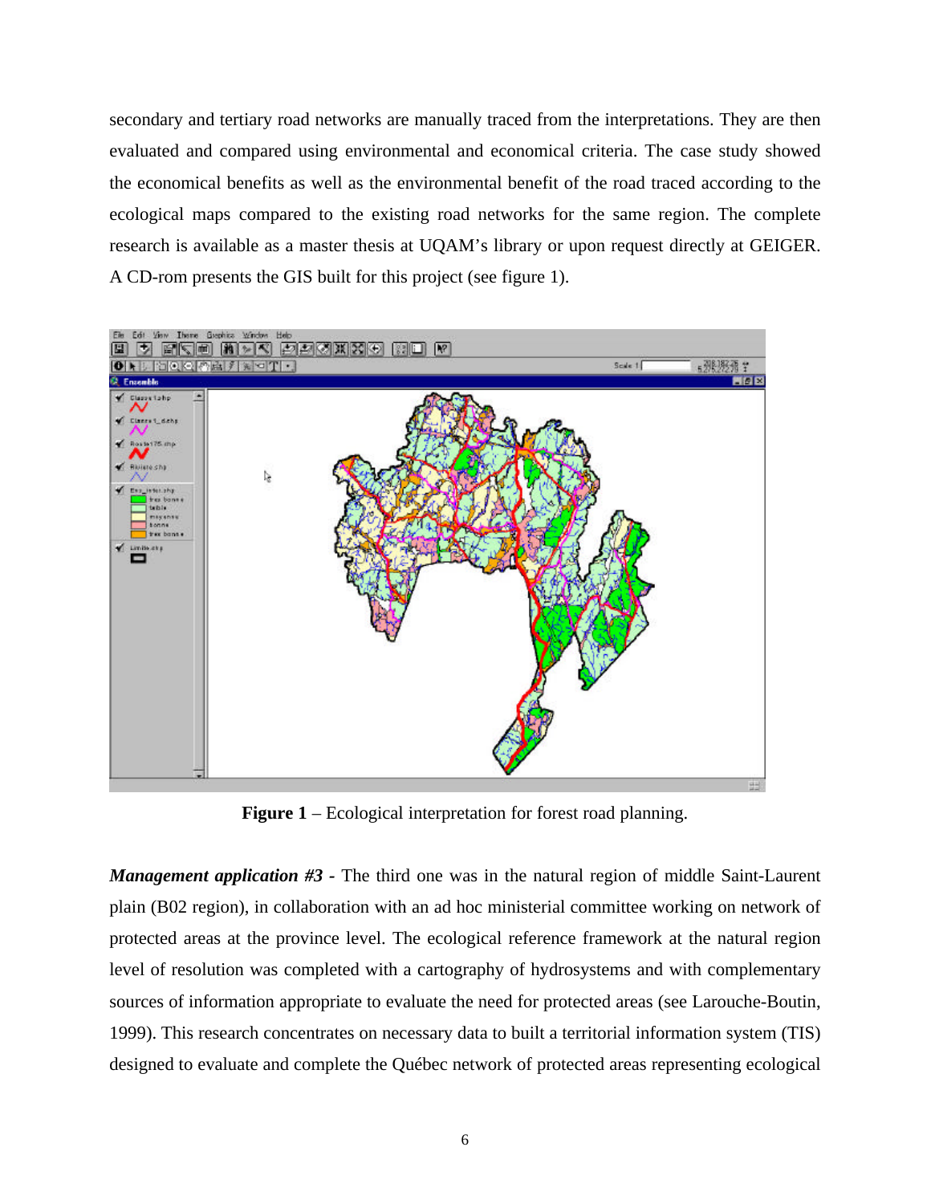secondary and tertiary road networks are manually traced from the interpretations. They are then evaluated and compared using environmental and economical criteria. The case study showed the economical benefits as well as the environmental benefit of the road traced according to the ecological maps compared to the existing road networks for the same region. The complete research is available as a master thesis at UQAM's library or upon request directly at GEIGER. A CD-rom presents the GIS built for this project (see figure 1).

**Figure 1** – Ecological interpretation for forest road planning.

***Management application #3*** **-** The third one was in the natural region of middle Saint-Laurent plain (B02 region), in collaboration with an ad hoc ministerial committee working on network of protected areas at the province level. The ecological reference framework at the natural region level of resolution was completed with a cartography of hydrosystems and with complementary sources of information appropriate to evaluate the need for protected areas (see Larouche-Boutin, 1999). This research concentrates on necessary data to built a territorial information system (TIS) designed to evaluate and complete the Québec network of protected areas representing ecological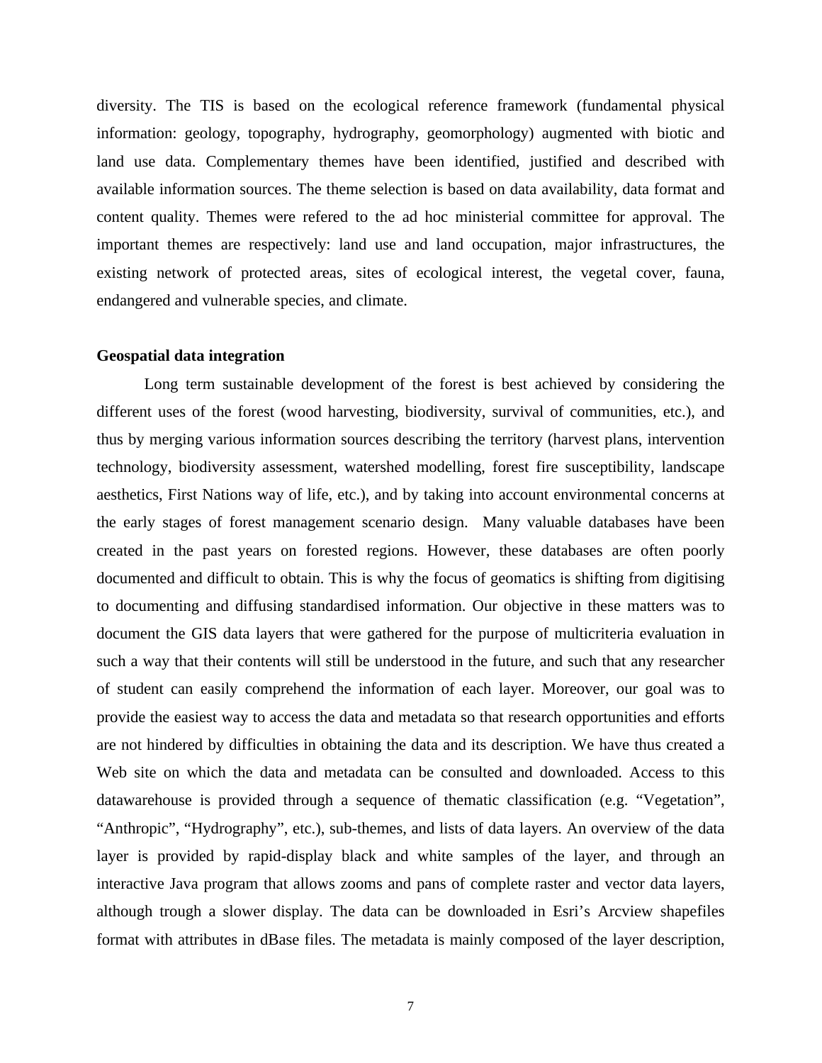diversity. The TIS is based on the ecological reference framework (fundamental physical information: geology, topography, hydrography, geomorphology) augmented with biotic and land use data. Complementary themes have been identified, justified and described with available information sources. The theme selection is based on data availability, data format and content quality. Themes were refered to the ad hoc ministerial committee for approval. The important themes are respectively: land use and land occupation, major infrastructures, the existing network of protected areas, sites of ecological interest, the vegetal cover, fauna, endangered and vulnerable species, and climate.

**Geospatial data integration**

Long term sustainable development of the forest is best achieved by considering the different uses of the forest (wood harvesting, biodiversity, survival of communities, etc.), and thus by merging various information sources describing the territory (harvest plans, intervention technology, biodiversity assessment, watershed modelling, forest fire susceptibility, landscape aesthetics, First Nations way of life, etc.), and by taking into account environmental concerns at the early stages of forest management scenario design. Many valuable databases have been created in the past years on forested regions. However, these databases are often poorly documented and difficult to obtain. This is why the focus of geomatics is shifting from digitising to documenting and diffusing standardised information. Our objective in these matters was to document the GIS data layers that were gathered for the purpose of multicriteria evaluation in such a way that their contents will still be understood in the future, and such that any researcher of student can easily comprehend the information of each layer. Moreover, our goal was to provide the easiest way to access the data and metadata so that research opportunities and efforts are not hindered by difficulties in obtaining the data and its description. We have thus created a Web site on which the data and metadata can be consulted and downloaded. Access to this datawarehouse is provided through a sequence of thematic classification (e.g. "Vegetation", "Anthropic", "Hydrography", etc.), sub-themes, and lists of data layers. An overview of the data layer is provided by rapid-display black and white samples of the layer, and through an interactive Java program that allows zooms and pans of complete raster and vector data layers, although trough a slower display. The data can be downloaded in Esri's Arcview shapefiles format with attributes in dBase files. The metadata is mainly composed of the layer description,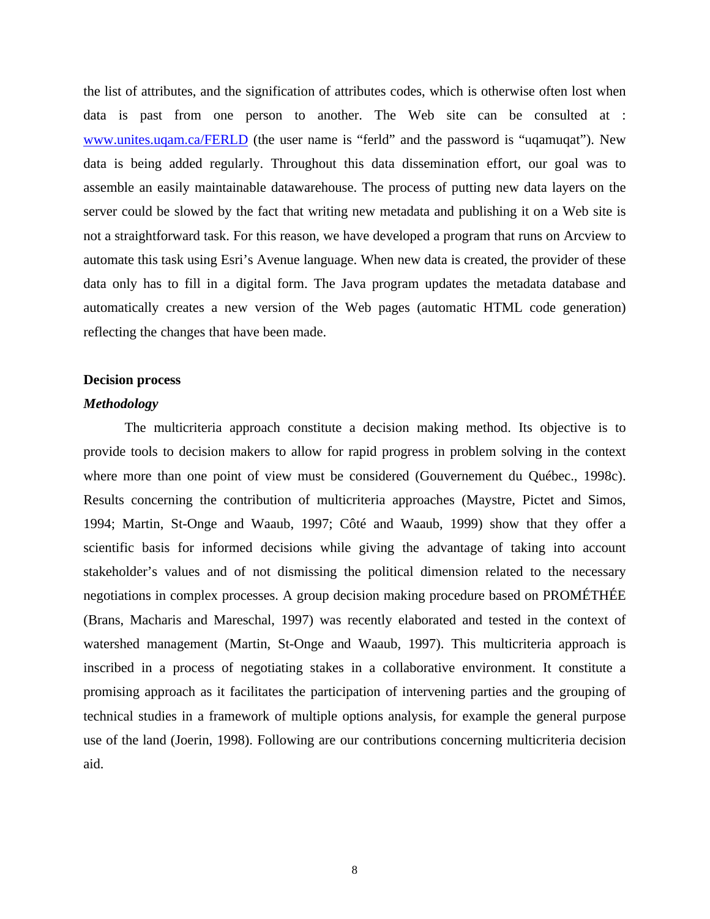the list of attributes, and the signification of attributes codes, which is otherwise often lost when data is past from one person to another. The Web site can be consulted at : [www.unites.uqam.ca/FERLD](www.unites.uqam.ca/FERLD) (the user name is “ferld” and the password is “uqamuqat”). New data is being added regularly. Throughout this data dissemination effort, our goal was to assemble an easily maintainable datawarehouse. The process of putting new data layers on the server could be slowed by the fact that writing new metadata and publishing it on a Web site is not a straightforward task. For this reason, we have developed a program that runs on Arcview to automate this task using Esri’s Avenue language. When new data is created, the provider of these data only has to fill in a digital form. The Java program updates the metadata database and automatically creates a new version of the Web pages (automatic HTML code generation) reflecting the changes that have been made.

## Decision process

### *Methodology*

The multicriteria approach constitute a decision making method. Its objective is to provide tools to decision makers to allow for rapid progress in problem solving in the context where more than one point of view must be considered (Gouvernement du Québec., 1998c). Results concerning the contribution of multicriteria approaches (Maystre, Pictet and Simos, 1994; Martin, St-Onge and Waaub, 1997; Côté and Waaub, 1999) show that they offer a scientific basis for informed decisions while giving the advantage of taking into account stakeholder’s values and of not dismissing the political dimension related to the necessary negotiations in complex processes. A group decision making procedure based on PROMÉTHÉE (Brans, Macharis and Mareschal, 1997) was recently elaborated and tested in the context of watershed management (Martin, St-Onge and Waaub, 1997). This multicriteria approach is inscribed in a process of negotiating stakes in a collaborative environment. It constitute a promising approach as it facilitates the participation of intervening parties and the grouping of technical studies in a framework of multiple options analysis, for example the general purpose use of the land (Joerin, 1998). Following are our contributions concerning multicriteria decision aid.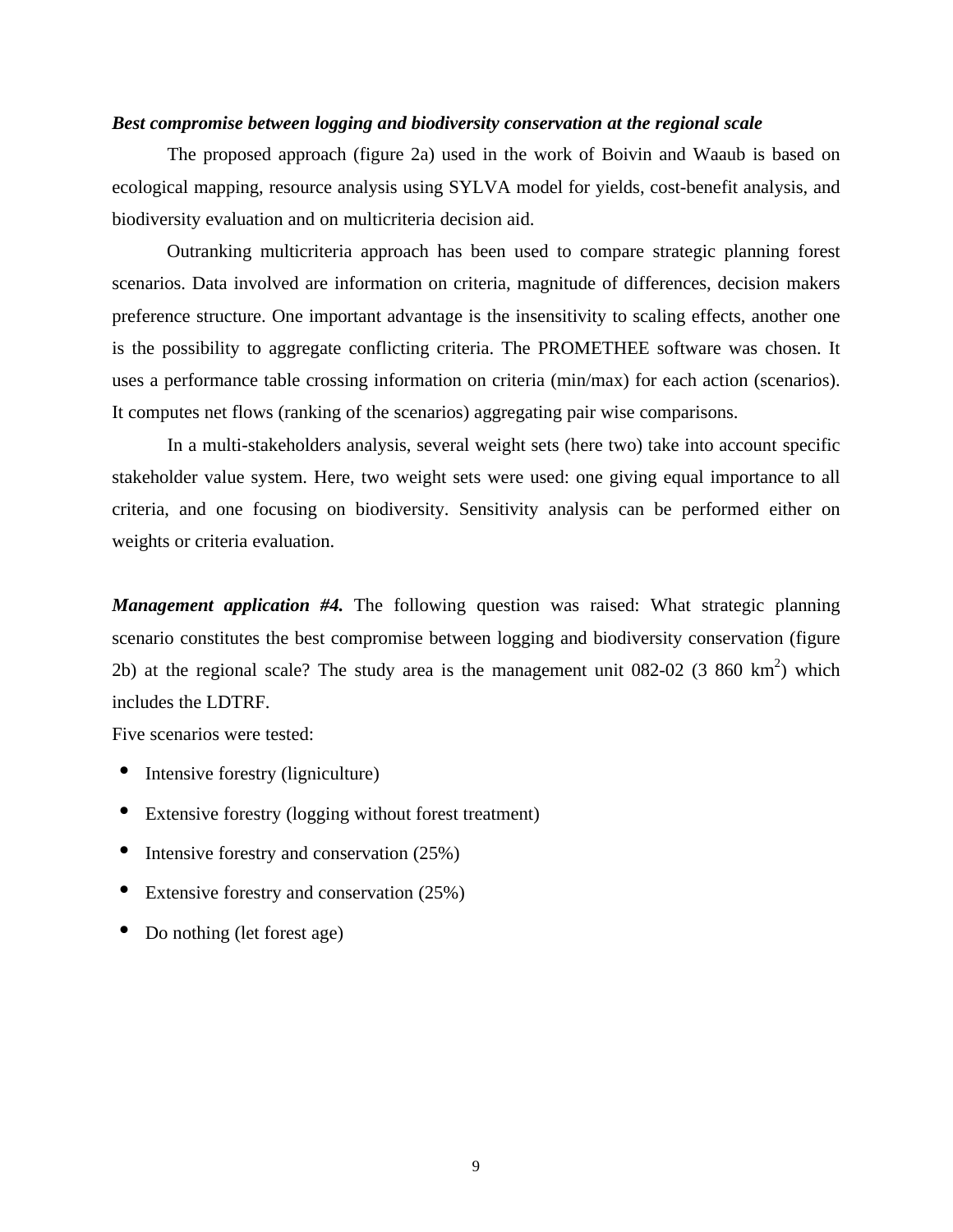***Best compromise between logging and biodiversity conservation at the regional scale***

The proposed approach (figure 2a) used in the work of Boivin and Waaub is based on ecological mapping, resource analysis using SYLVA model for yields, cost-benefit analysis, and biodiversity evaluation and on multicriteria decision aid.

Outranking multicriteria approach has been used to compare strategic planning forest scenarios. Data involved are information on criteria, magnitude of differences, decision makers preference structure. One important advantage is the insensitivity to scaling effects, another one is the possibility to aggregate conflicting criteria. The PROMETHEE software was chosen. It uses a performance table crossing information on criteria (min/max) for each action (scenarios). It computes net flows (ranking of the scenarios) aggregating pair wise comparisons.

In a multi-stakeholders analysis, several weight sets (here two) take into account specific stakeholder value system. Here, two weight sets were used: one giving equal importance to all criteria, and one focusing on biodiversity. Sensitivity analysis can be performed either on weights or criteria evaluation.

***Management application #4.*** The following question was raised: What strategic planning scenario constitutes the best compromise between logging and biodiversity conservation (figure 2b) at the regional scale? The study area is the management unit 082-02 (3 860 km$^2$) which includes the LDTRF.

Five scenarios were tested:

- Intensive forestry (ligniculture)
- Extensive forestry (logging without forest treatment)
- Intensive forestry and conservation (25%)
- Extensive forestry and conservation (25%)
- Do nothing (let forest age)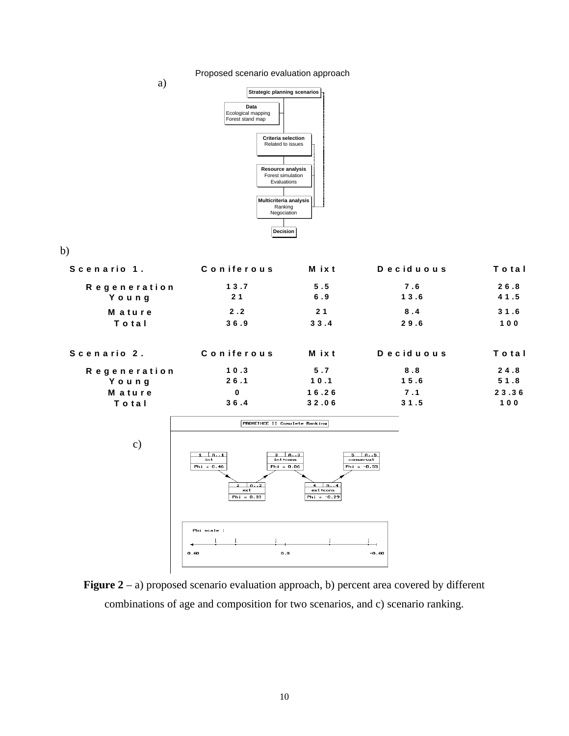a)

Proposed scenario evaluation approach

Strategic planning scenarios

Data
Ecological mapping
Forest stand map

Criteria selection
Related to issues

Resource analysis
Forest simulation
Evaluations

Multicriteria analysis
Ranking
Negociation

Decision

b)

| Scenario 1. | Coniferous | Mixt | Deciduous | Total |
|---|---|---|---|---|
| Regeneration | 13.7 | 5.5 | 7.6 | 26.8 |
| Young | 21 | 6.9 | 13.6 | 41.5 |
| Mature | 2.2 | 21 | 8.4 | 31.6 |
| Total | 36.9 | 33.4 | 29.6 | 100 |

| Scenario 2. | Coniferous | Mixt | Deciduous | Total |
|---|---|---|---|---|
| Regeneration | 10.3 | 5.7 | 8.8 | 24.8 |
| Young | 26.1 | 10.1 | 15.6 | 51.8 |
| Mature | 0 | 16.26 | 7.1 | 23.36 |
| Total | 36.4 | 32.06 | 31.5 | 100 |

c)

PROMETHEE II Complete Ranking

1 A..1 int Phi = 0.46
2 A..2 ext Phi = 0.33
3 A..3 int+cons Phi = 0.06
4 A..4 ext+cons Phi = -0.29
5 A..5 conservat Phi = -0.55

Phi scale : 0.60 0.0 -0.60

**Figure 2** – a) proposed scenario evaluation approach, b) percent area covered by different combinations of age and composition for two scenarios, and c) scenario ranking.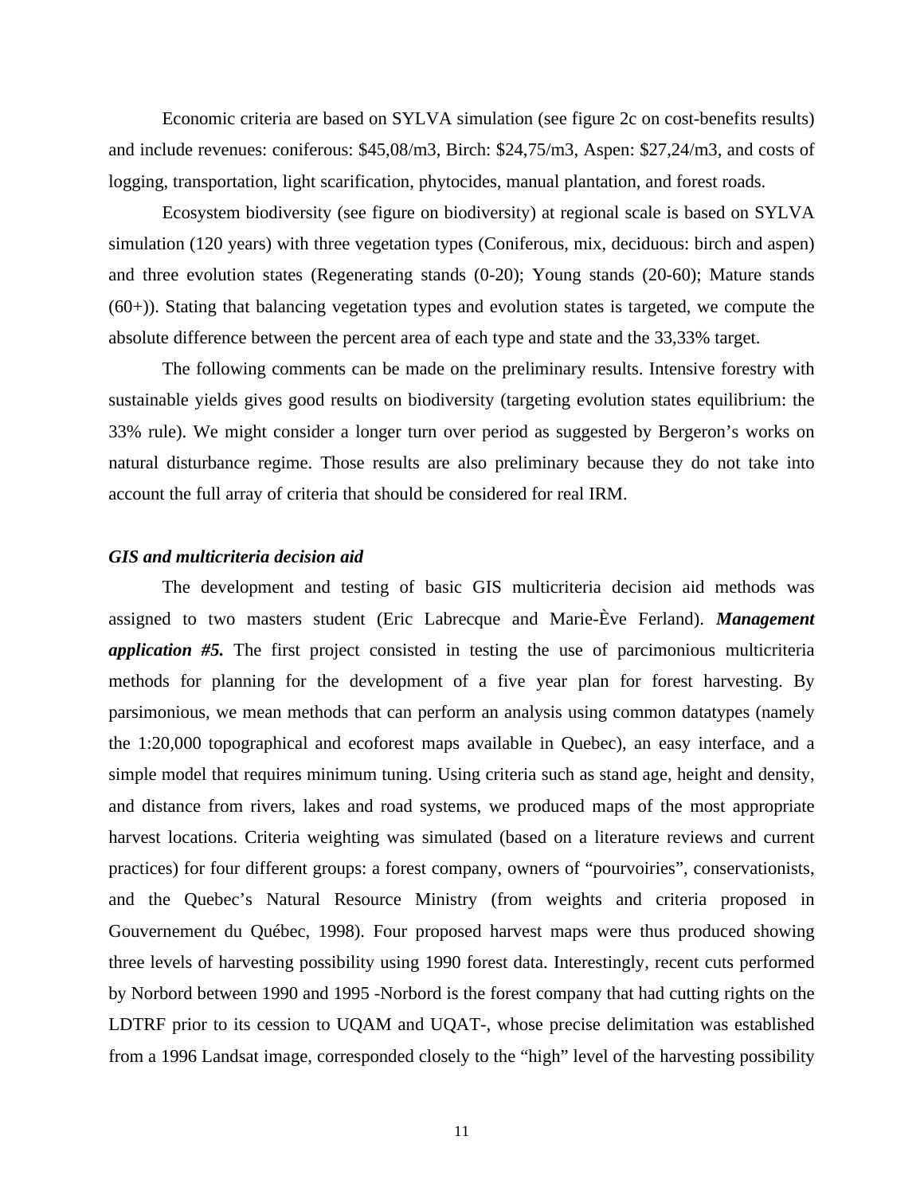Economic criteria are based on SYLVA simulation (see figure 2c on cost-benefits results) and include revenues: coniferous: $45,08/m3, Birch: $24,75/m3, Aspen: $27,24/m3, and costs of logging, transportation, light scarification, phytocides, manual plantation, and forest roads.

Ecosystem biodiversity (see figure on biodiversity) at regional scale is based on SYLVA simulation (120 years) with three vegetation types (Coniferous, mix, deciduous: birch and aspen) and three evolution states (Regenerating stands (0-20); Young stands (20-60); Mature stands (60+)). Stating that balancing vegetation types and evolution states is targeted, we compute the absolute difference between the percent area of each type and state and the 33,33% target.

The following comments can be made on the preliminary results. Intensive forestry with sustainable yields gives good results on biodiversity (targeting evolution states equilibrium: the 33% rule). We might consider a longer turn over period as suggested by Bergeron's works on natural disturbance regime. Those results are also preliminary because they do not take into account the full array of criteria that should be considered for real IRM.

### *GIS and multicriteria decision aid*

The development and testing of basic GIS multicriteria decision aid methods was assigned to two masters student (Eric Labrecque and Marie-Ève Ferland). ***Management application #5.*** The first project consisted in testing the use of parcimonious multicriteria methods for planning for the development of a five year plan for forest harvesting. By parsimonious, we mean methods that can perform an analysis using common datatypes (namely the 1:20,000 topographical and ecoforest maps available in Quebec), an easy interface, and a simple model that requires minimum tuning. Using criteria such as stand age, height and density, and distance from rivers, lakes and road systems, we produced maps of the most appropriate harvest locations. Criteria weighting was simulated (based on a literature reviews and current practices) for four different groups: a forest company, owners of "pourvoiries", conservationists, and the Quebec's Natural Resource Ministry (from weights and criteria proposed in Gouvernement du Québec, 1998). Four proposed harvest maps were thus produced showing three levels of harvesting possibility using 1990 forest data. Interestingly, recent cuts performed by Norbord between 1990 and 1995 -Norbord is the forest company that had cutting rights on the LDTRF prior to its cession to UQAM and UQAT-, whose precise delimitation was established from a 1996 Landsat image, corresponded closely to the "high" level of the harvesting possibility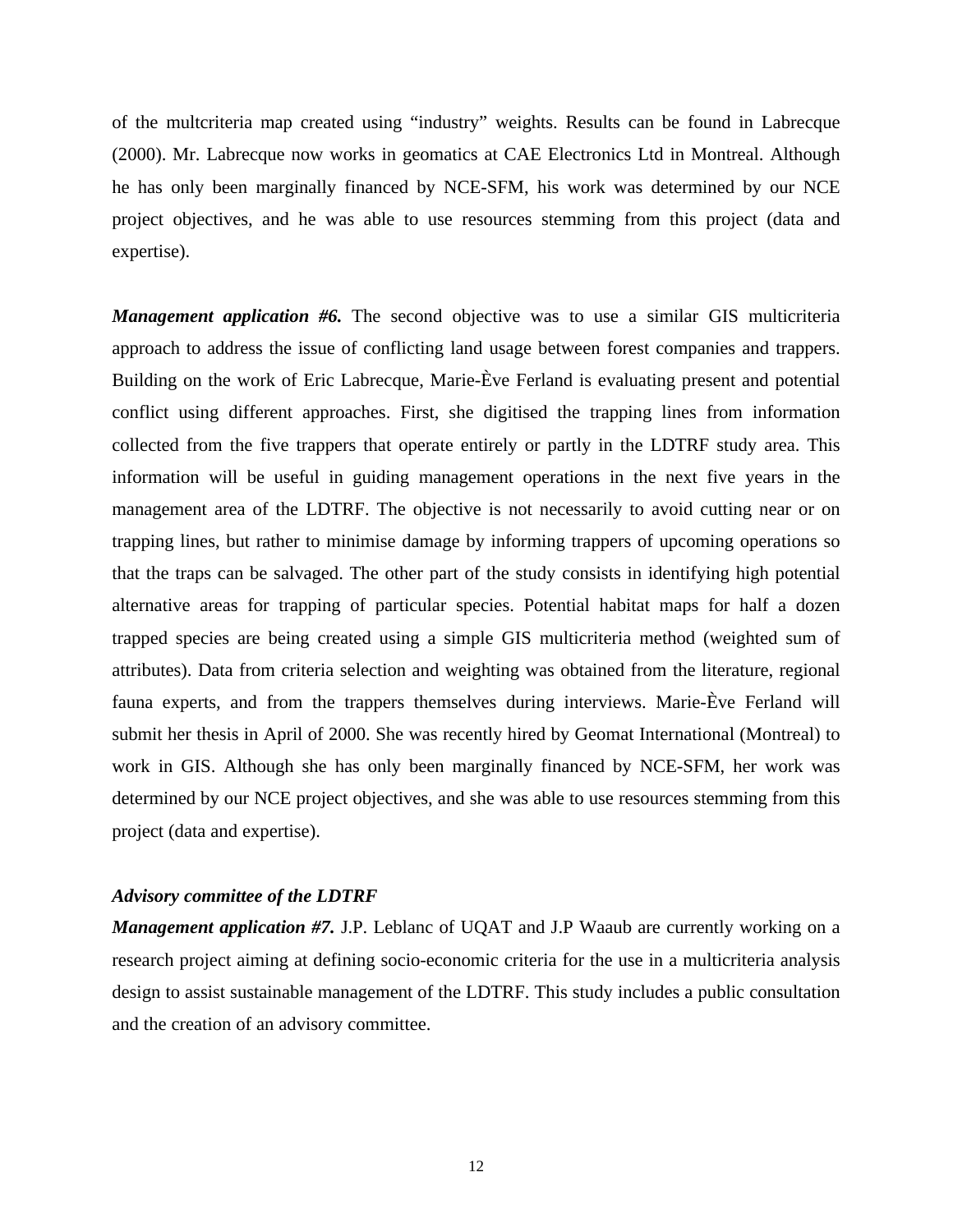of the multcriteria map created using "industry" weights. Results can be found in Labrecque (2000). Mr. Labrecque now works in geomatics at CAE Electronics Ltd in Montreal. Although he has only been marginally financed by NCE-SFM, his work was determined by our NCE project objectives, and he was able to use resources stemming from this project (data and expertise).

***Management application #6.*** The second objective was to use a similar GIS multicriteria approach to address the issue of conflicting land usage between forest companies and trappers. Building on the work of Eric Labrecque, Marie-Ève Ferland is evaluating present and potential conflict using different approaches. First, she digitised the trapping lines from information collected from the five trappers that operate entirely or partly in the LDTRF study area. This information will be useful in guiding management operations in the next five years in the management area of the LDTRF. The objective is not necessarily to avoid cutting near or on trapping lines, but rather to minimise damage by informing trappers of upcoming operations so that the traps can be salvaged. The other part of the study consists in identifying high potential alternative areas for trapping of particular species. Potential habitat maps for half a dozen trapped species are being created using a simple GIS multicriteria method (weighted sum of attributes). Data from criteria selection and weighting was obtained from the literature, regional fauna experts, and from the trappers themselves during interviews. Marie-Ève Ferland will submit her thesis in April of 2000. She was recently hired by Geomat International (Montreal) to work in GIS. Although she has only been marginally financed by NCE-SFM, her work was determined by our NCE project objectives, and she was able to use resources stemming from this project (data and expertise).

***Advisory committee of the LDTRF***

***Management application #7.*** J.P. Leblanc of UQAT and J.P Waaub are currently working on a research project aiming at defining socio-economic criteria for the use in a multicriteria analysis design to assist sustainable management of the LDTRF. This study includes a public consultation and the creation of an advisory committee.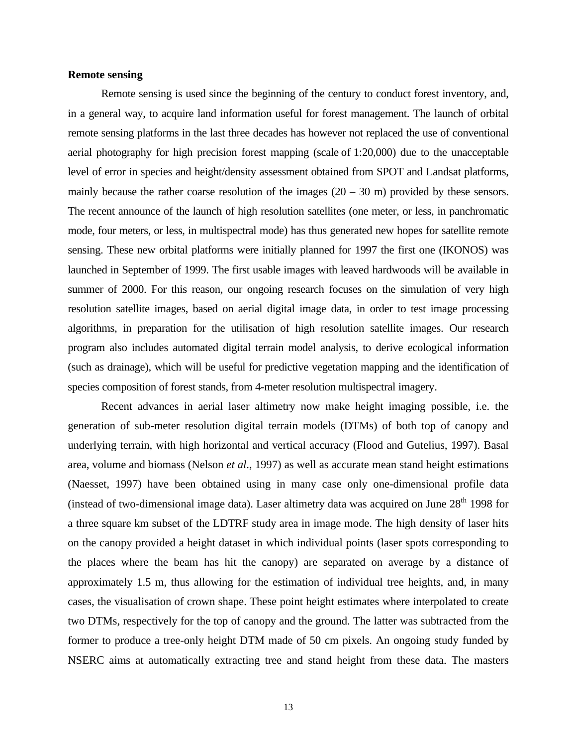**Remote sensing**

Remote sensing is used since the beginning of the century to conduct forest inventory, and, in a general way, to acquire land information useful for forest management. The launch of orbital remote sensing platforms in the last three decades has however not replaced the use of conventional aerial photography for high precision forest mapping (scale of 1:20,000) due to the unacceptable level of error in species and height/density assessment obtained from SPOT and Landsat platforms, mainly because the rather coarse resolution of the images (20 – 30 m) provided by these sensors. The recent announce of the launch of high resolution satellites (one meter, or less, in panchromatic mode, four meters, or less, in multispectral mode) has thus generated new hopes for satellite remote sensing. These new orbital platforms were initially planned for 1997 the first one (IKONOS) was launched in September of 1999. The first usable images with leaved hardwoods will be available in summer of 2000. For this reason, our ongoing research focuses on the simulation of very high resolution satellite images, based on aerial digital image data, in order to test image processing algorithms, in preparation for the utilisation of high resolution satellite images. Our research program also includes automated digital terrain model analysis, to derive ecological information (such as drainage), which will be useful for predictive vegetation mapping and the identification of species composition of forest stands, from 4-meter resolution multispectral imagery.

Recent advances in aerial laser altimetry now make height imaging possible, i.e. the generation of sub-meter resolution digital terrain models (DTMs) of both top of canopy and underlying terrain, with high horizontal and vertical accuracy (Flood and Gutelius, 1997). Basal area, volume and biomass (Nelson *et al*., 1997) as well as accurate mean stand height estimations (Naesset, 1997) have been obtained using in many case only one-dimensional profile data (instead of two-dimensional image data). Laser altimetry data was acquired on June 28th 1998 for a three square km subset of the LDTRF study area in image mode. The high density of laser hits on the canopy provided a height dataset in which individual points (laser spots corresponding to the places where the beam has hit the canopy) are separated on average by a distance of approximately 1.5 m, thus allowing for the estimation of individual tree heights, and, in many cases, the visualisation of crown shape. These point height estimates where interpolated to create two DTMs, respectively for the top of canopy and the ground. The latter was subtracted from the former to produce a tree-only height DTM made of 50 cm pixels. An ongoing study funded by NSERC aims at automatically extracting tree and stand height from these data. The masters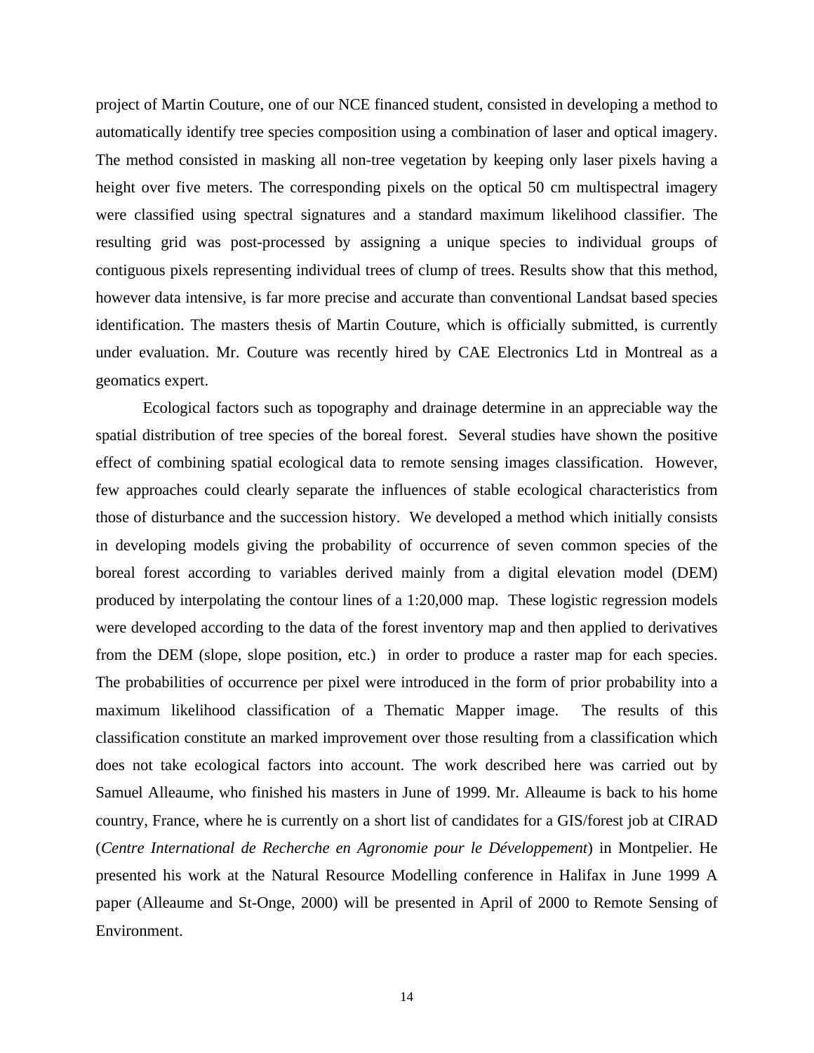project of Martin Couture, one of our NCE financed student, consisted in developing a method to automatically identify tree species composition using a combination of laser and optical imagery. The method consisted in masking all non-tree vegetation by keeping only laser pixels having a height over five meters. The corresponding pixels on the optical 50 cm multispectral imagery were classified using spectral signatures and a standard maximum likelihood classifier. The resulting grid was post-processed by assigning a unique species to individual groups of contiguous pixels representing individual trees of clump of trees. Results show that this method, however data intensive, is far more precise and accurate than conventional Landsat based species identification. The masters thesis of Martin Couture, which is officially submitted, is currently under evaluation. Mr. Couture was recently hired by CAE Electronics Ltd in Montreal as a geomatics expert.

Ecological factors such as topography and drainage determine in an appreciable way the spatial distribution of tree species of the boreal forest. Several studies have shown the positive effect of combining spatial ecological data to remote sensing images classification. However, few approaches could clearly separate the influences of stable ecological characteristics from those of disturbance and the succession history. We developed a method which initially consists in developing models giving the probability of occurrence of seven common species of the boreal forest according to variables derived mainly from a digital elevation model (DEM) produced by interpolating the contour lines of a 1:20,000 map. These logistic regression models were developed according to the data of the forest inventory map and then applied to derivatives from the DEM (slope, slope position, etc.) in order to produce a raster map for each species. The probabilities of occurrence per pixel were introduced in the form of prior probability into a maximum likelihood classification of a Thematic Mapper image. The results of this classification constitute an marked improvement over those resulting from a classification which does not take ecological factors into account. The work described here was carried out by Samuel Alleaume, who finished his masters in June of 1999. Mr. Alleaume is back to his home country, France, where he is currently on a short list of candidates for a GIS/forest job at CIRAD (*Centre International de Recherche en Agronomie pour le Développement*) in Montpelier. He presented his work at the Natural Resource Modelling conference in Halifax in June 1999 A paper (Alleaume and St-Onge, 2000) will be presented in April of 2000 to Remote Sensing of Environment.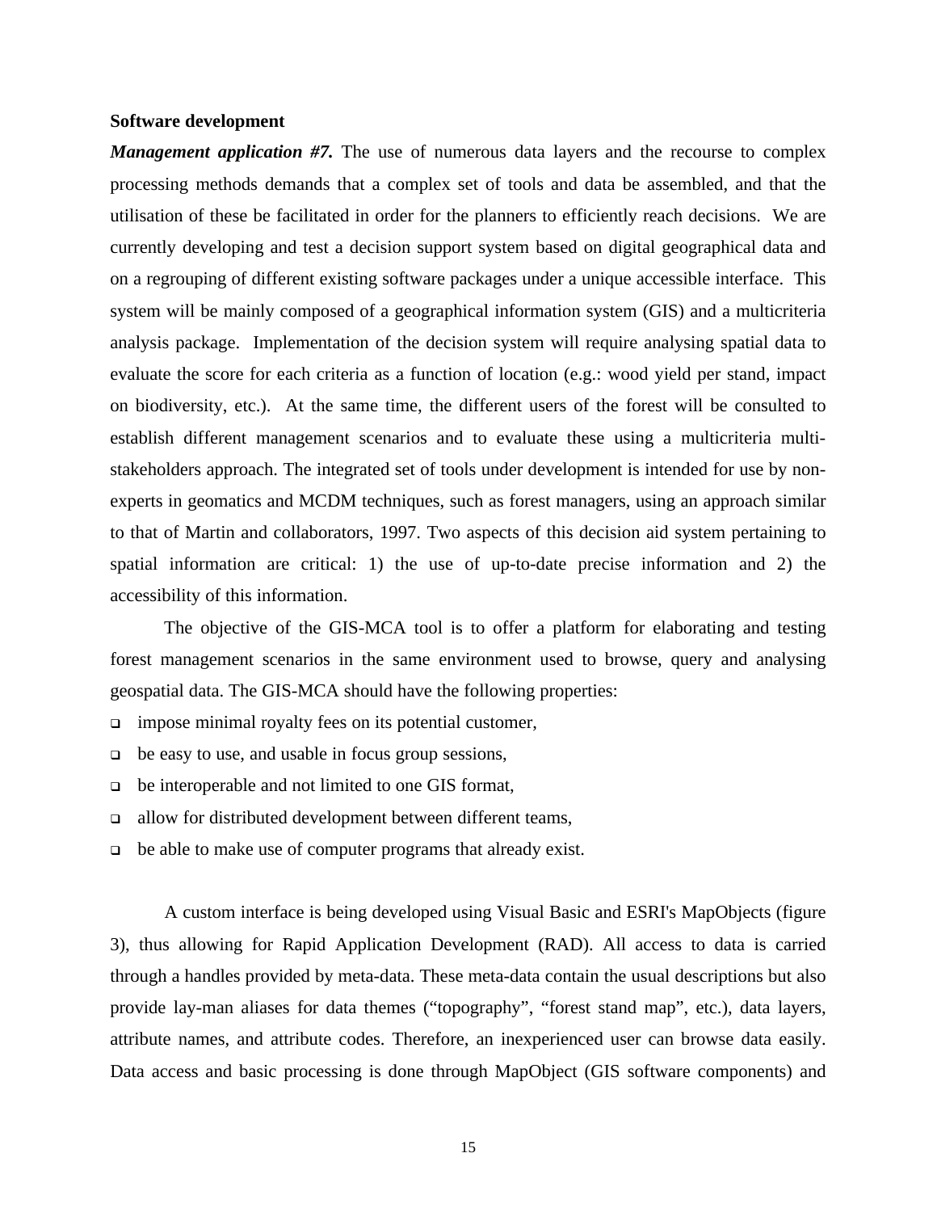**Software development**

***Management application #7.*** The use of numerous data layers and the recourse to complex processing methods demands that a complex set of tools and data be assembled, and that the utilisation of these be facilitated in order for the planners to efficiently reach decisions. We are currently developing and test a decision support system based on digital geographical data and on a regrouping of different existing software packages under a unique accessible interface. This system will be mainly composed of a geographical information system (GIS) and a multicriteria analysis package. Implementation of the decision system will require analysing spatial data to evaluate the score for each criteria as a function of location (e.g.: wood yield per stand, impact on biodiversity, etc.). At the same time, the different users of the forest will be consulted to establish different management scenarios and to evaluate these using a multicriteria multi-stakeholders approach. The integrated set of tools under development is intended for use by non-experts in geomatics and MCDM techniques, such as forest managers, using an approach similar to that of Martin and collaborators, 1997. Two aspects of this decision aid system pertaining to spatial information are critical: 1) the use of up-to-date precise information and 2) the accessibility of this information.

The objective of the GIS-MCA tool is to offer a platform for elaborating and testing forest management scenarios in the same environment used to browse, query and analysing geospatial data. The GIS-MCA should have the following properties:

- impose minimal royalty fees on its potential customer,
- be easy to use, and usable in focus group sessions,
- be interoperable and not limited to one GIS format,
- allow for distributed development between different teams,
- be able to make use of computer programs that already exist.

A custom interface is being developed using Visual Basic and ESRI's MapObjects (figure 3), thus allowing for Rapid Application Development (RAD). All access to data is carried through a handles provided by meta-data. These meta-data contain the usual descriptions but also provide lay-man aliases for data themes ("topography", "forest stand map", etc.), data layers, attribute names, and attribute codes. Therefore, an inexperienced user can browse data easily. Data access and basic processing is done through MapObject (GIS software components) and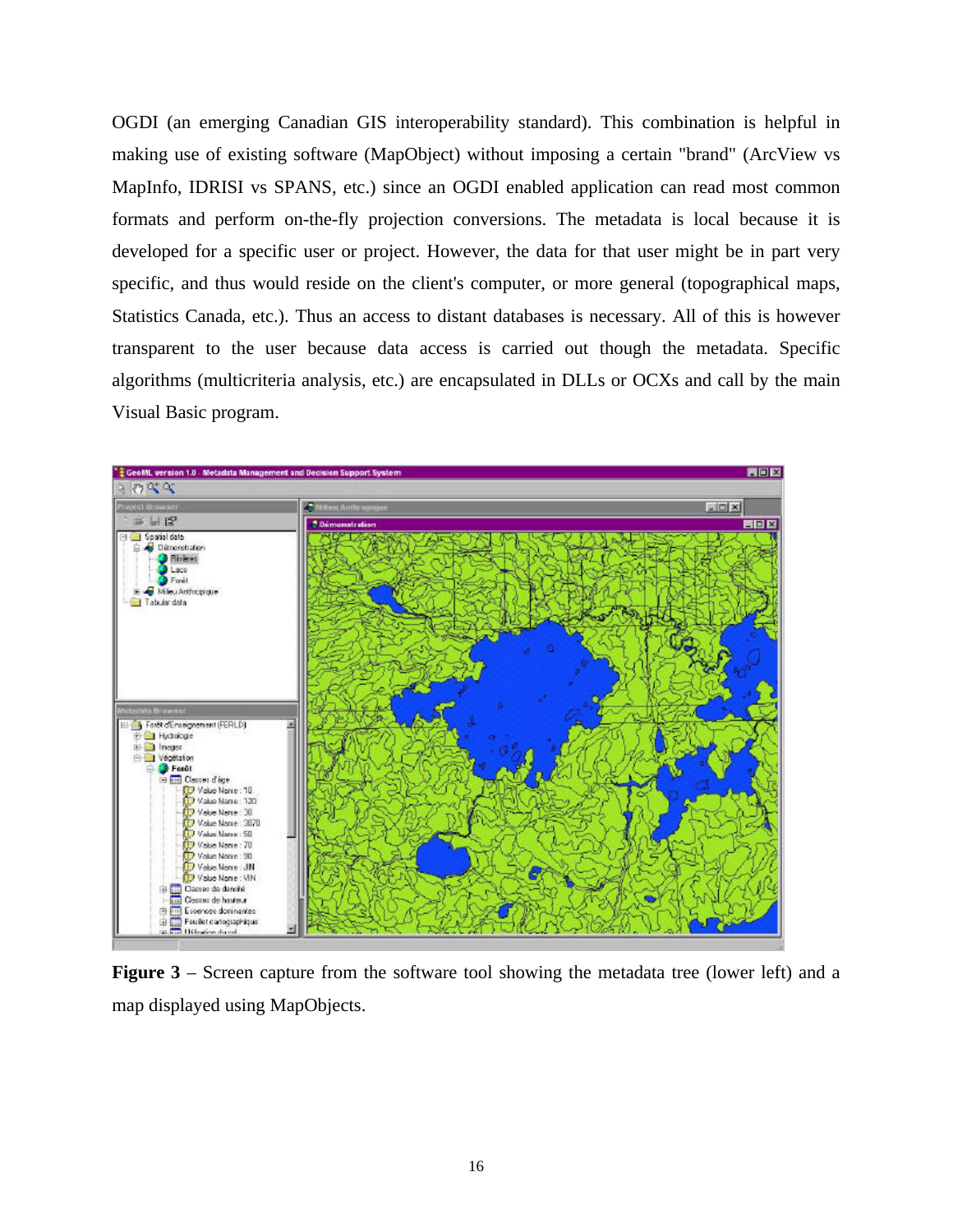OGDI (an emerging Canadian GIS interoperability standard). This combination is helpful in making use of existing software (MapObject) without imposing a certain "brand" (ArcView vs MapInfo, IDRISI vs SPANS, etc.) since an OGDI enabled application can read most common formats and perform on-the-fly projection conversions. The metadata is local because it is developed for a specific user or project. However, the data for that user might be in part very specific, and thus would reside on the client's computer, or more general (topographical maps, Statistics Canada, etc.). Thus an access to distant databases is necessary. All of this is however transparent to the user because data access is carried out though the metadata. Specific algorithms (multicriteria analysis, etc.) are encapsulated in DLLs or OCXs and call by the main Visual Basic program.

**Figure 3** – Screen capture from the software tool showing the metadata tree (lower left) and a map displayed using MapObjects.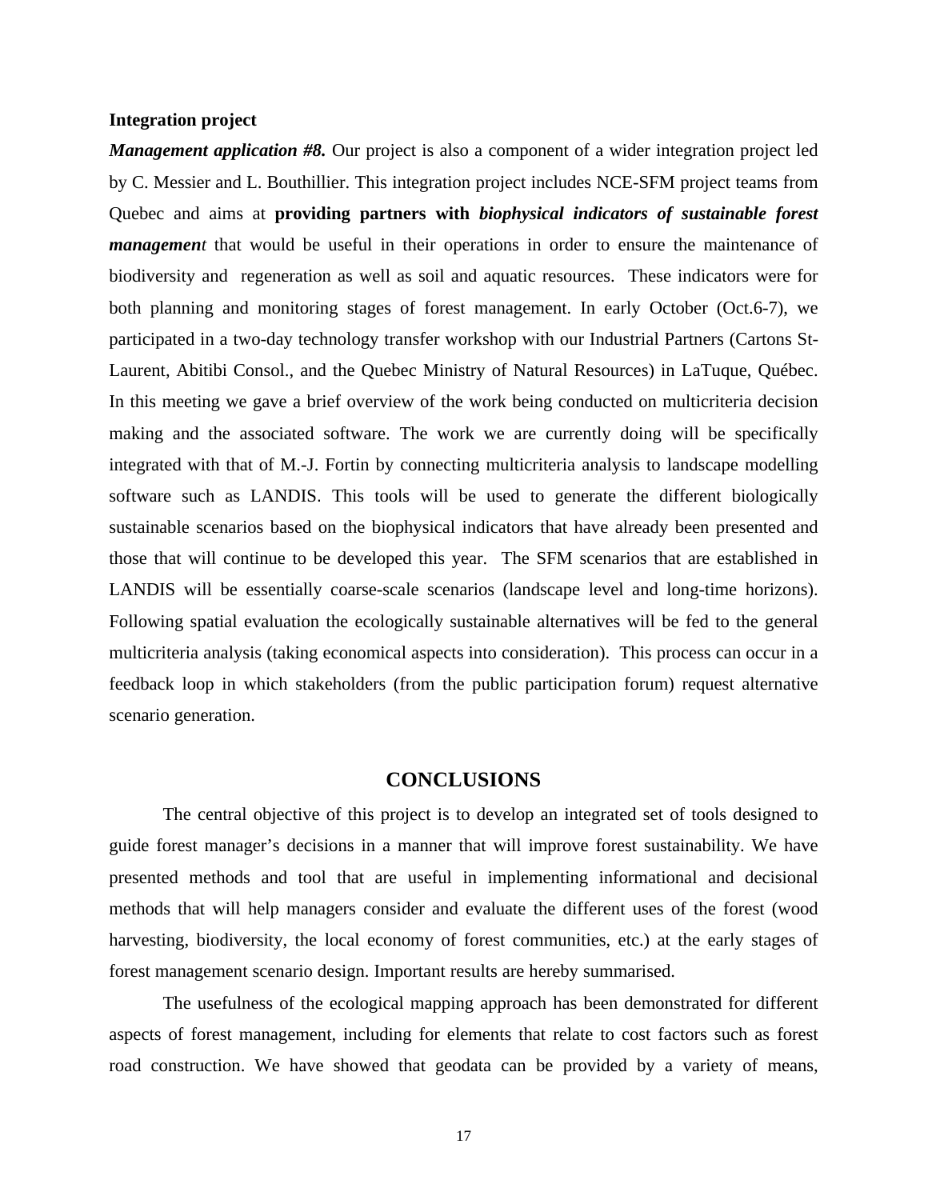**Integration project**

***Management application #8.*** Our project is also a component of a wider integration project led by C. Messier and L. Bouthillier. This integration project includes NCE-SFM project teams from Quebec and aims at **providing partners with *biophysical indicators of sustainable forest managemen*t** that would be useful in their operations in order to ensure the maintenance of biodiversity and regeneration as well as soil and aquatic resources. These indicators were for both planning and monitoring stages of forest management. In early October (Oct.6-7), we participated in a two-day technology transfer workshop with our Industrial Partners (Cartons St-Laurent, Abitibi Consol., and the Quebec Ministry of Natural Resources) in LaTuque, Québec. In this meeting we gave a brief overview of the work being conducted on multicriteria decision making and the associated software. The work we are currently doing will be specifically integrated with that of M.-J. Fortin by connecting multicriteria analysis to landscape modelling software such as LANDIS. This tools will be used to generate the different biologically sustainable scenarios based on the biophysical indicators that have already been presented and those that will continue to be developed this year. The SFM scenarios that are established in LANDIS will be essentially coarse-scale scenarios (landscape level and long-time horizons). Following spatial evaluation the ecologically sustainable alternatives will be fed to the general multicriteria analysis (taking economical aspects into consideration). This process can occur in a feedback loop in which stakeholders (from the public participation forum) request alternative scenario generation.

## CONCLUSIONS

The central objective of this project is to develop an integrated set of tools designed to guide forest manager's decisions in a manner that will improve forest sustainability. We have presented methods and tool that are useful in implementing informational and decisional methods that will help managers consider and evaluate the different uses of the forest (wood harvesting, biodiversity, the local economy of forest communities, etc.) at the early stages of forest management scenario design. Important results are hereby summarised.

The usefulness of the ecological mapping approach has been demonstrated for different aspects of forest management, including for elements that relate to cost factors such as forest road construction. We have showed that geodata can be provided by a variety of means,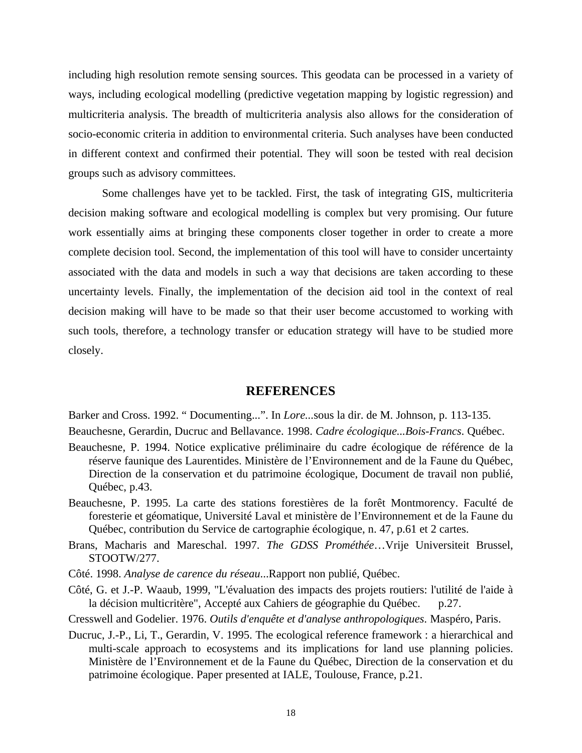including high resolution remote sensing sources. This geodata can be processed in a variety of ways, including ecological modelling (predictive vegetation mapping by logistic regression) and multicriteria analysis. The breadth of multicriteria analysis also allows for the consideration of socio-economic criteria in addition to environmental criteria. Such analyses have been conducted in different context and confirmed their potential. They will soon be tested with real decision groups such as advisory committees.

Some challenges have yet to be tackled. First, the task of integrating GIS, multicriteria decision making software and ecological modelling is complex but very promising. Our future work essentially aims at bringing these components closer together in order to create a more complete decision tool. Second, the implementation of this tool will have to consider uncertainty associated with the data and models in such a way that decisions are taken according to these uncertainty levels. Finally, the implementation of the decision aid tool in the context of real decision making will have to be made so that their user become accustomed to working with such tools, therefore, a technology transfer or education strategy will have to be studied more closely.

## REFERENCES

Barker and Cross. 1992. “ Documenting...”. In *Lore*...sous la dir. de M. Johnson, p. 113-135.

Beauchesne, Gerardin, Ducruc and Bellavance. 1998. *Cadre écologique...Bois-Francs*. Québec.

Beauchesne, P. 1994. Notice explicative préliminaire du cadre écologique de référence de la réserve faunique des Laurentides. Ministère de l’Environnement and de la Faune du Québec, Direction de la conservation et du patrimoine écologique, Document de travail non publié, Québec, p.43.

Beauchesne, P. 1995. La carte des stations forestières de la forêt Montmorency. Faculté de foresterie et géomatique, Université Laval et ministère de l’Environnement et de la Faune du Québec, contribution du Service de cartographie écologique, n. 47, p.61 et 2 cartes.

Brans, Macharis and Mareschal. 1997. *The GDSS Prométhée*…Vrije Universiteit Brussel, STOOTW/277.

Côté. 1998. *Analyse de carence du réseau*...Rapport non publié, Québec.

Côté, G. et J.-P. Waaub, 1999, "L'évaluation des impacts des projets routiers: l'utilité de l'aide à la décision multicritère", Accepté aux Cahiers de géographie du Québec. p.27.

Cresswell and Godelier. 1976. *Outils d'enquête et d'analyse anthropologiques*. Maspéro, Paris.

Ducruc, J.-P., Li, T., Gerardin, V. 1995. The ecological reference framework : a hierarchical and multi-scale approach to ecosystems and its implications for land use planning policies. Ministère de l’Environnement et de la Faune du Québec, Direction de la conservation et du patrimoine écologique. Paper presented at IALE, Toulouse, France, p.21.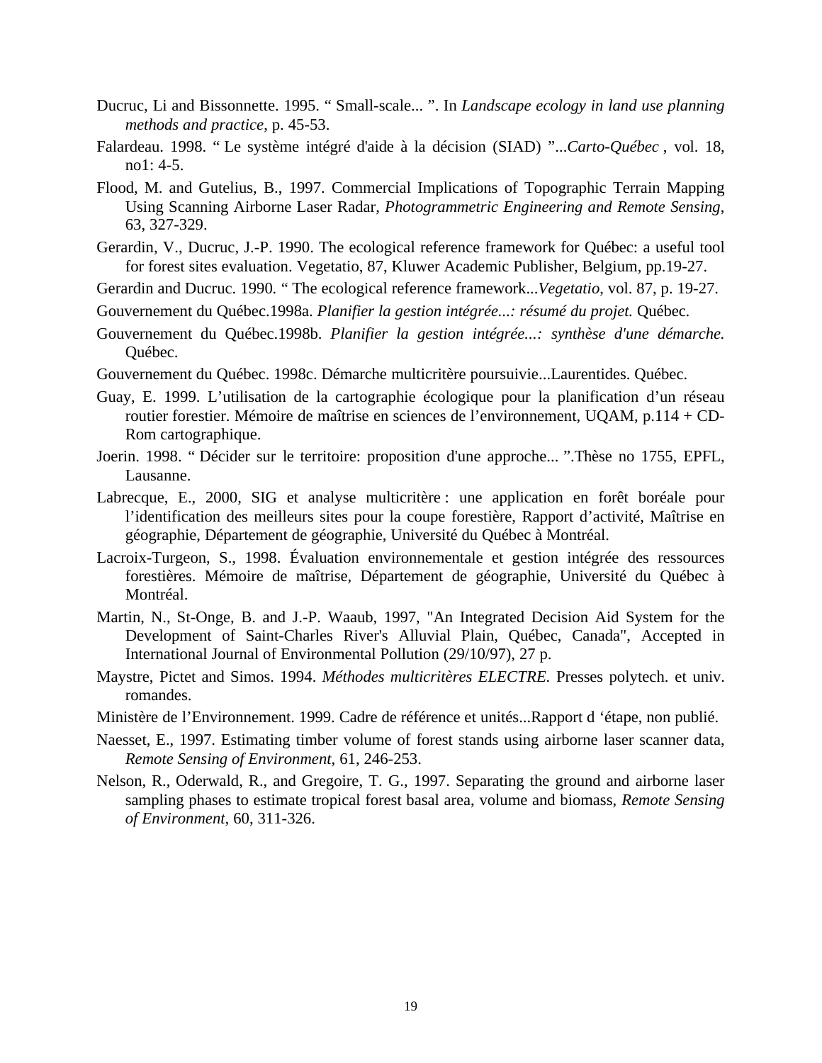Ducruc, Li and Bissonnette. 1995. “ Small-scale... ”. In *Landscape ecology in land use planning methods and practice*, p. 45-53.

Falardeau. 1998. “ Le système intégré d'aide à la décision (SIAD) ”...*Carto-Québec* , vol. 18, no1: 4-5.

Flood, M. and Gutelius, B., 1997. Commercial Implications of Topographic Terrain Mapping Using Scanning Airborne Laser Radar, *Photogrammetric Engineering and Remote Sensing*, 63, 327-329.

Gerardin, V., Ducruc, J.-P. 1990. The ecological reference framework for Québec: a useful tool for forest sites evaluation. Vegetatio, 87, Kluwer Academic Publisher, Belgium, pp.19-27.

Gerardin and Ducruc. 1990. “ The ecological reference framework...*Vegetatio*, vol. 87, p. 19-27.

Gouvernement du Québec.1998a. *Planifier la gestion intégrée...: résumé du projet.* Québec.

Gouvernement du Québec.1998b. *Planifier la gestion intégrée...: synthèse d'une démarche.* Québec.

Gouvernement du Québec. 1998c. Démarche multicritère poursuivie...Laurentides. Québec.

Guay, E. 1999. L’utilisation de la cartographie écologique pour la planification d’un réseau routier forestier. Mémoire de maîtrise en sciences de l’environnement, UQAM, p.114 + CD-Rom cartographique.

Joerin. 1998. “ Décider sur le territoire: proposition d'une approche... ”.Thèse no 1755, EPFL, Lausanne.

Labrecque, E., 2000, SIG et analyse multicritère : une application en forêt boréale pour l’identification des meilleurs sites pour la coupe forestière, Rapport d’activité, Maîtrise en géographie, Département de géographie, Université du Québec à Montréal.

Lacroix-Turgeon, S., 1998. Évaluation environnementale et gestion intégrée des ressources forestières. Mémoire de maîtrise, Département de géographie, Université du Québec à Montréal.

Martin, N., St-Onge, B. and J.-P. Waaub, 1997, "An Integrated Decision Aid System for the Development of Saint-Charles River's Alluvial Plain, Québec, Canada", Accepted in International Journal of Environmental Pollution (29/10/97), 27 p.

Maystre, Pictet and Simos. 1994. *Méthodes multicritères ELECTRE.* Presses polytech. et univ. romandes.

Ministère de l’Environnement. 1999. Cadre de référence et unités...Rapport d ‘étape, non publié.

Naesset, E., 1997. Estimating timber volume of forest stands using airborne laser scanner data, *Remote Sensing of Environment*, 61, 246-253.

Nelson, R., Oderwald, R., and Gregoire, T. G., 1997. Separating the ground and airborne laser sampling phases to estimate tropical forest basal area, volume and biomass, *Remote Sensing of Environment*, 60, 311-326.